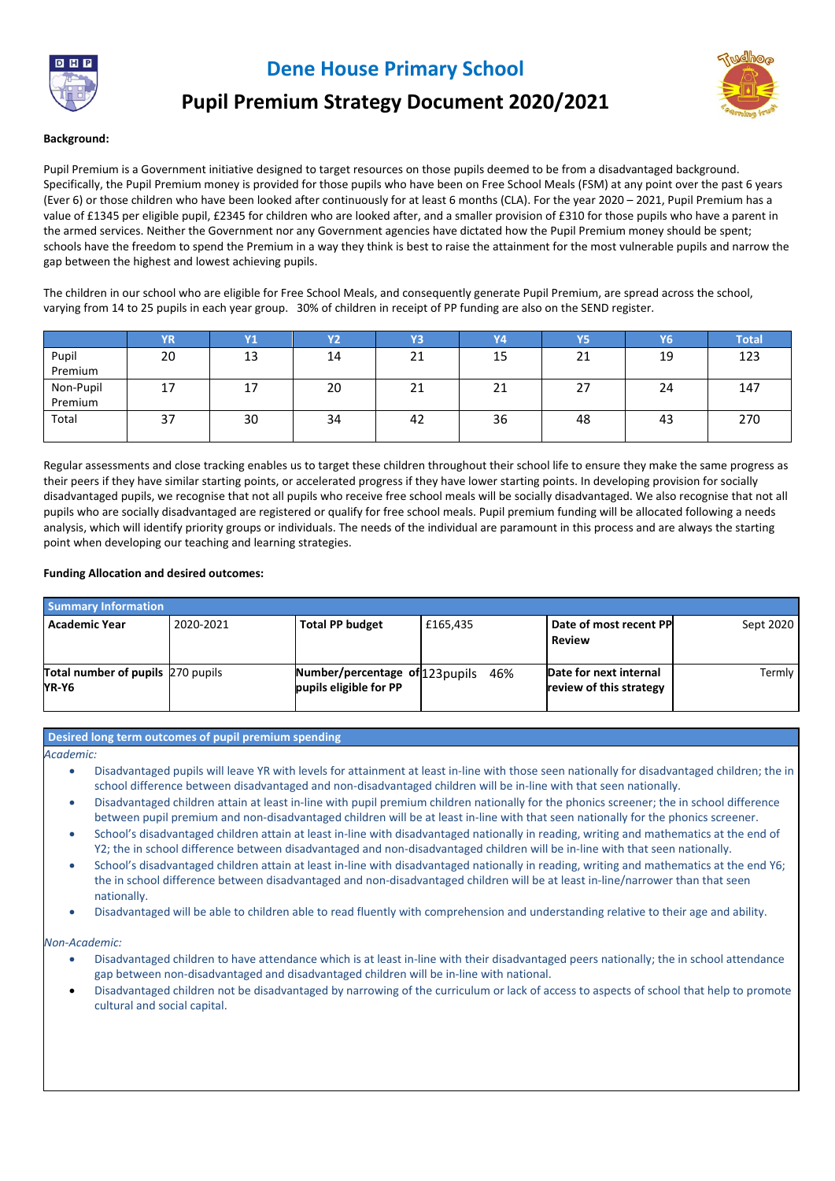# Dene House Primary School

## Pupil Premium Strategy Document 2020/2021

**Background:**

Pupil Premium is a Government initiative designed to target resources on those pupils deemed to be from a disadvantaged background. Specifically, the Pupil Premium money is provided for those pupils who have been on Free School Meals (FSM) at any point over the past 6 years (Ever 6) or those children who have been looked after continuously for at least 6 months (CLA). For the year 2020 – 2021, Pupil Premium has a value of £1345 per eligible pupil, £2345 for children who are looked after, and a smaller provision of £310 for those pupils who have a parent in the armed services. Neither the Government nor any Government agencies have dictated how the Pupil Premium money should be spent; schools have the freedom to spend the Premium in a way they think is best to raise the attainment for the most vulnerable pupils and narrow the gap between the highest and lowest achieving pupils.

The children in our school who are eligible for Free School Meals, and consequently generate Pupil Premium, are spread across the school, varying from 14 to 25 pupils in each year group. 30% of children in receipt of PP funding are also on the SEND register.

| | YR | Y1 | Y2 | Y3 | Y4 | Y5 | Y6 | Total |
|---|---|---|---|---|---|---|---|---|
| Pupil Premium | 20 | 13 | 14 | 21 | 15 | 21 | 19 | 123 |
| Non-Pupil Premium | 17 | 17 | 20 | 21 | 21 | 27 | 24 | 147 |
| Total | 37 | 30 | 34 | 42 | 36 | 48 | 43 | 270 |

Regular assessments and close tracking enables us to target these children throughout their school life to ensure they make the same progress as their peers if they have similar starting points, or accelerated progress if they have lower starting points. In developing provision for socially disadvantaged pupils, we recognise that not all pupils who receive free school meals will be socially disadvantaged. We also recognise that not all pupils who are socially disadvantaged are registered or qualify for free school meals. Pupil premium funding will be allocated following a needs analysis, which will identify priority groups or individuals. The needs of the individual are paramount in this process and are always the starting point when developing our teaching and learning strategies.

**Funding Allocation and desired outcomes:**

| Summary Information | | | | | |
|---|---|---|---|---|---|
| **Academic Year** | 2020-2021 | **Total PP budget** | £165,435 | **Date of most recent PP Review** | Sept 2020 |
| **Total number of pupils YR-Y6** | 270 pupils | **Number/percentage of pupils eligible for PP** | 123pupils 46% | **Date for next internal review of this strategy** | Termly |

**Desired long term outcomes of pupil premium spending**

*Academic:*

- Disadvantaged pupils will leave YR with levels for attainment at least in-line with those seen nationally for disadvantaged children; the in school difference between disadvantaged and non-disadvantaged children will be in-line with that seen nationally.
- Disadvantaged children attain at least in-line with pupil premium children nationally for the phonics screener; the in school difference between pupil premium and non-disadvantaged children will be at least in-line with that seen nationally for the phonics screener.
- School's disadvantaged children attain at least in-line with disadvantaged nationally in reading, writing and mathematics at the end of Y2; the in school difference between disadvantaged and non-disadvantaged children will be in-line with that seen nationally.
- School's disadvantaged children attain at least in-line with disadvantaged nationally in reading, writing and mathematics at the end Y6; the in school difference between disadvantaged and non-disadvantaged children will be at least in-line/narrower than that seen nationally.
- Disadvantaged will be able to children able to read fluently with comprehension and understanding relative to their age and ability.

*Non-Academic:*

- Disadvantaged children to have attendance which is at least in-line with their disadvantaged peers nationally; the in school attendance gap between non-disadvantaged and disadvantaged children will be in-line with national.
- Disadvantaged children not be disadvantaged by narrowing of the curriculum or lack of access to aspects of school that help to promote cultural and social capital.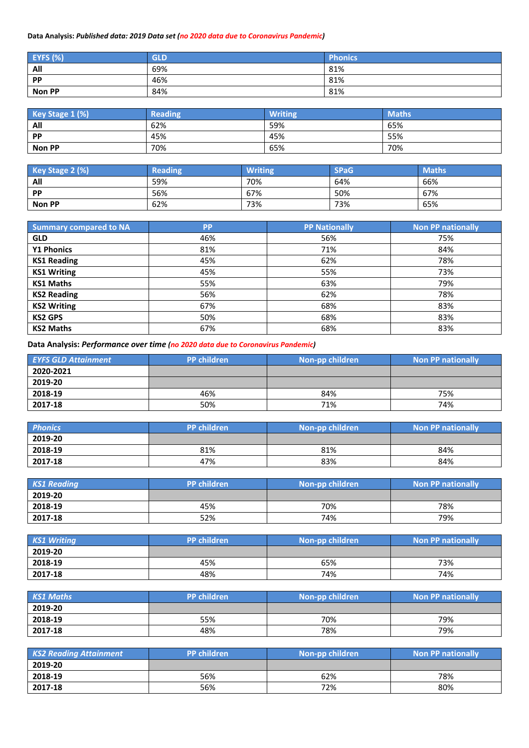**Data Analysis:** ***Published data: 2019 Data set (no 2020 data due to Coronavirus Pandemic)***

| EYFS (%) | GLD | Phonics |
|---|---|---|
| **All** | 69% | 81% |
| **PP** | 46% | 81% |
| **Non PP** | 84% | 81% |

| Key Stage 1 (%) | Reading | Writing | Maths |
|---|---|---|---|
| **All** | 62% | 59% | 65% |
| **PP** | 45% | 45% | 55% |
| **Non PP** | 70% | 65% | 70% |

| Key Stage 2 (%) | Reading | Writing | SPaG | Maths |
|---|---|---|---|---|
| **All** | 59% | 70% | 64% | 66% |
| **PP** | 56% | 67% | 50% | 67% |
| **Non PP** | 62% | 73% | 73% | 65% |

| Summary compared to NA | PP | PP Nationally | Non PP nationally |
|---|---|---|---|
| **GLD** | 46% | 56% | 75% |
| **Y1 Phonics** | 81% | 71% | 84% |
| **KS1 Reading** | 45% | 62% | 78% |
| **KS1 Writing** | 45% | 55% | 73% |
| **KS1 Maths** | 55% | 63% | 79% |
| **KS2 Reading** | 56% | 62% | 78% |
| **KS2 Writing** | 67% | 68% | 83% |
| **KS2 GPS** | 50% | 68% | 83% |
| **KS2 Maths** | 67% | 68% | 83% |

**Data Analysis:** ***Performance over time (no 2020 data due to Coronavirus Pandemic)***

| *EYFS GLD Attainment* | PP children | Non-pp children | Non PP nationally |
|---|---|---|---|
| **2020-2021** | | | |
| **2019-20** | | | |
| **2018-19** | 46% | 84% | 75% |
| **2017-18** | 50% | 71% | 74% |

| *Phonics* | PP children | Non-pp children | Non PP nationally |
|---|---|---|---|
| **2019-20** | | | |
| **2018-19** | 81% | 81% | 84% |
| **2017-18** | 47% | 83% | 84% |

| *KS1 Reading* | PP children | Non-pp children | Non PP nationally |
|---|---|---|---|
| **2019-20** | | | |
| **2018-19** | 45% | 70% | 78% |
| **2017-18** | 52% | 74% | 79% |

| *KS1 Writing* | PP children | Non-pp children | Non PP nationally |
|---|---|---|---|
| **2019-20** | | | |
| **2018-19** | 45% | 65% | 73% |
| **2017-18** | 48% | 74% | 74% |

| *KS1 Maths* | PP children | Non-pp children | Non PP nationally |
|---|---|---|---|
| **2019-20** | | | |
| **2018-19** | 55% | 70% | 79% |
| **2017-18** | 48% | 78% | 79% |

| *KS2 Reading Attainment* | PP children | Non-pp children | Non PP nationally |
|---|---|---|---|
| **2019-20** | | | |
| **2018-19** | 56% | 62% | 78% |
| **2017-18** | 56% | 72% | 80% |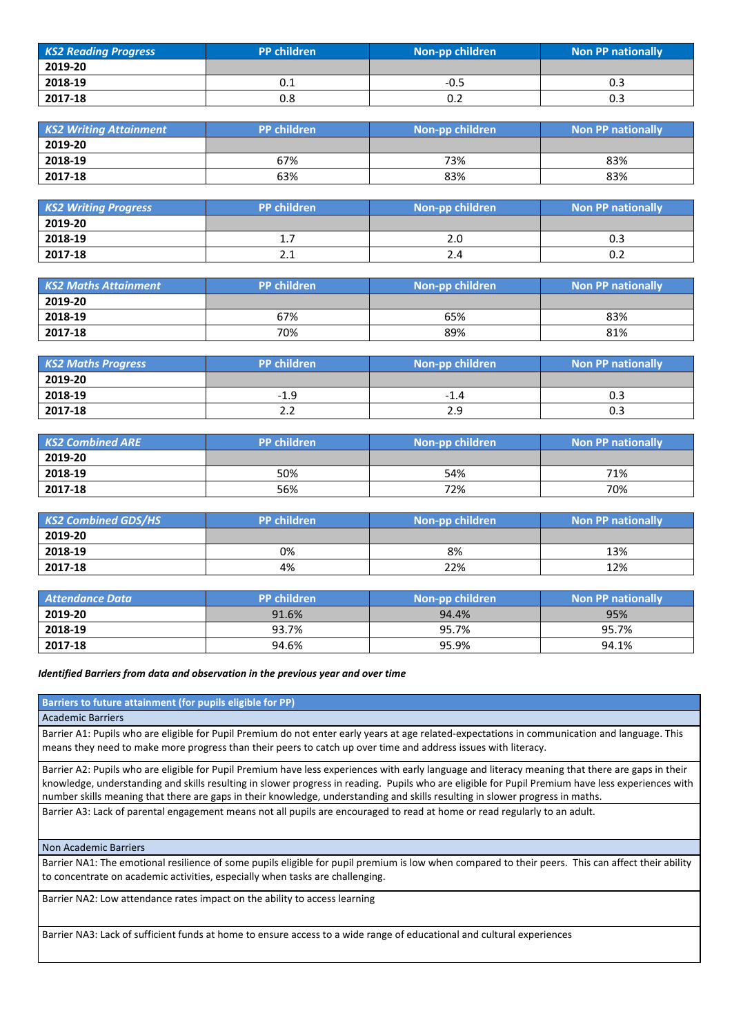| *KS2 Reading Progress* | PP children | Non-pp children | Non PP nationally |
|---|---|---|---|
| **2019-20** | | | |
| **2018-19** | 0.1 | -0.5 | 0.3 |
| **2017-18** | 0.8 | 0.2 | 0.3 |

| *KS2 Writing Attainment* | PP children | Non-pp children | Non PP nationally |
|---|---|---|---|
| **2019-20** | | | |
| **2018-19** | 67% | 73% | 83% |
| **2017-18** | 63% | 83% | 83% |

| *KS2 Writing Progress* | PP children | Non-pp children | Non PP nationally |
|---|---|---|---|
| **2019-20** | | | |
| **2018-19** | 1.7 | 2.0 | 0.3 |
| **2017-18** | 2.1 | 2.4 | 0.2 |

| *KS2 Maths Attainment* | PP children | Non-pp children | Non PP nationally |
|---|---|---|---|
| **2019-20** | | | |
| **2018-19** | 67% | 65% | 83% |
| **2017-18** | 70% | 89% | 81% |

| *KS2 Maths Progress* | PP children | Non-pp children | Non PP nationally |
|---|---|---|---|
| **2019-20** | | | |
| **2018-19** | -1.9 | -1.4 | 0.3 |
| **2017-18** | 2.2 | 2.9 | 0.3 |

| *KS2 Combined ARE* | PP children | Non-pp children | Non PP nationally |
|---|---|---|---|
| **2019-20** | | | |
| **2018-19** | 50% | 54% | 71% |
| **2017-18** | 56% | 72% | 70% |

| *KS2 Combined GDS/HS* | PP children | Non-pp children | Non PP nationally |
|---|---|---|---|
| **2019-20** | | | |
| **2018-19** | 0% | 8% | 13% |
| **2017-18** | 4% | 22% | 12% |

| *Attendance Data* | PP children | Non-pp children | Non PP nationally |
|---|---|---|---|
| **2019-20** | 91.6% | 94.4% | 95% |
| **2018-19** | 93.7% | 95.7% | 95.7% |
| **2017-18** | 94.6% | 95.9% | 94.1% |

***Identified Barriers from data and observation in the previous year and over time***

| **Barriers to future attainment (for pupils eligible for PP)** |
|---|
| Academic Barriers |
| Barrier A1: Pupils who are eligible for Pupil Premium do not enter early years at age related-expectations in communication and language. This means they need to make more progress than their peers to catch up over time and address issues with literacy. |
| Barrier A2: Pupils who are eligible for Pupil Premium have less experiences with early language and literacy meaning that there are gaps in their knowledge, understanding and skills resulting in slower progress in reading. Pupils who are eligible for Pupil Premium have less experiences with number skills meaning that there are gaps in their knowledge, understanding and skills resulting in slower progress in maths. |
| Barrier A3: Lack of parental engagement means not all pupils are encouraged to read at home or read regularly to an adult. |
| Non Academic Barriers |
| Barrier NA1: The emotional resilience of some pupils eligible for pupil premium is low when compared to their peers. This can affect their ability to concentrate on academic activities, especially when tasks are challenging. |
| Barrier NA2: Low attendance rates impact on the ability to access learning |
| Barrier NA3: Lack of sufficient funds at home to ensure access to a wide range of educational and cultural experiences |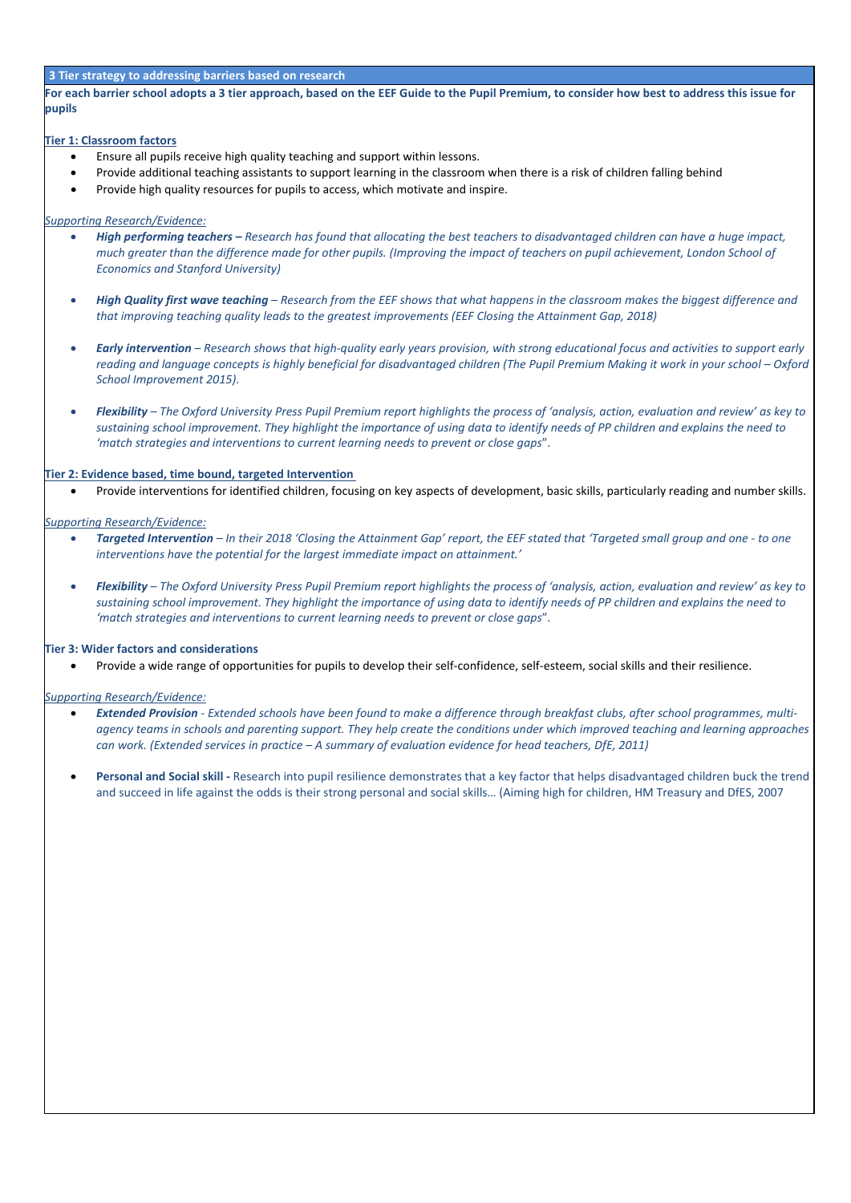## 3 Tier strategy to addressing barriers based on research

**For each barrier school adopts a 3 tier approach, based on the EEF Guide to the Pupil Premium, to consider how best to address this issue for pupils**

### Tier 1: Classroom factors

- Ensure all pupils receive high quality teaching and support within lessons.
- Provide additional teaching assistants to support learning in the classroom when there is a risk of children falling behind
- Provide high quality resources for pupils to access, which motivate and inspire.

*Supporting Research/Evidence:*

- ***High performing teachers –*** *Research has found that allocating the best teachers to disadvantaged children can have a huge impact, much greater than the difference made for other pupils. (Improving the impact of teachers on pupil achievement, London School of Economics and Stanford University)*

- ***High Quality first wave teaching*** *– Research from the EEF shows that what happens in the classroom makes the biggest difference and that improving teaching quality leads to the greatest improvements (EEF Closing the Attainment Gap, 2018)*

- ***Early intervention*** *– Research shows that high-quality early years provision, with strong educational focus and activities to support early reading and language concepts is highly beneficial for disadvantaged children (The Pupil Premium Making it work in your school – Oxford School Improvement 2015).*

- ***Flexibility*** *– The Oxford University Press Pupil Premium report highlights the process of 'analysis, action, evaluation and review' as key to sustaining school improvement. They highlight the importance of using data to identify needs of PP children and explains the need to 'match strategies and interventions to current learning needs to prevent or close gaps*".

### Tier 2: Evidence based, time bound, targeted Intervention

- Provide interventions for identified children, focusing on key aspects of development, basic skills, particularly reading and number skills.

*Supporting Research/Evidence:*

- ***Targeted Intervention*** *– In their 2018 'Closing the Attainment Gap' report, the EEF stated that 'Targeted small group and one - to one interventions have the potential for the largest immediate impact on attainment.'*

- ***Flexibility*** *– The Oxford University Press Pupil Premium report highlights the process of 'analysis, action, evaluation and review' as key to sustaining school improvement. They highlight the importance of using data to identify needs of PP children and explains the need to 'match strategies and interventions to current learning needs to prevent or close gaps*".

### Tier 3: Wider factors and considerations

- Provide a wide range of opportunities for pupils to develop their self-confidence, self-esteem, social skills and their resilience.

*Supporting Research/Evidence:*

- ***Extended Provision*** *- Extended schools have been found to make a difference through breakfast clubs, after school programmes, multi-agency teams in schools and parenting support. They help create the conditions under which improved teaching and learning approaches can work. (Extended services in practice – A summary of evaluation evidence for head teachers, DfE, 2011)*

- **Personal and Social skill -** Research into pupil resilience demonstrates that a key factor that helps disadvantaged children buck the trend and succeed in life against the odds is their strong personal and social skills… (Aiming high for children, HM Treasury and DfES, 2007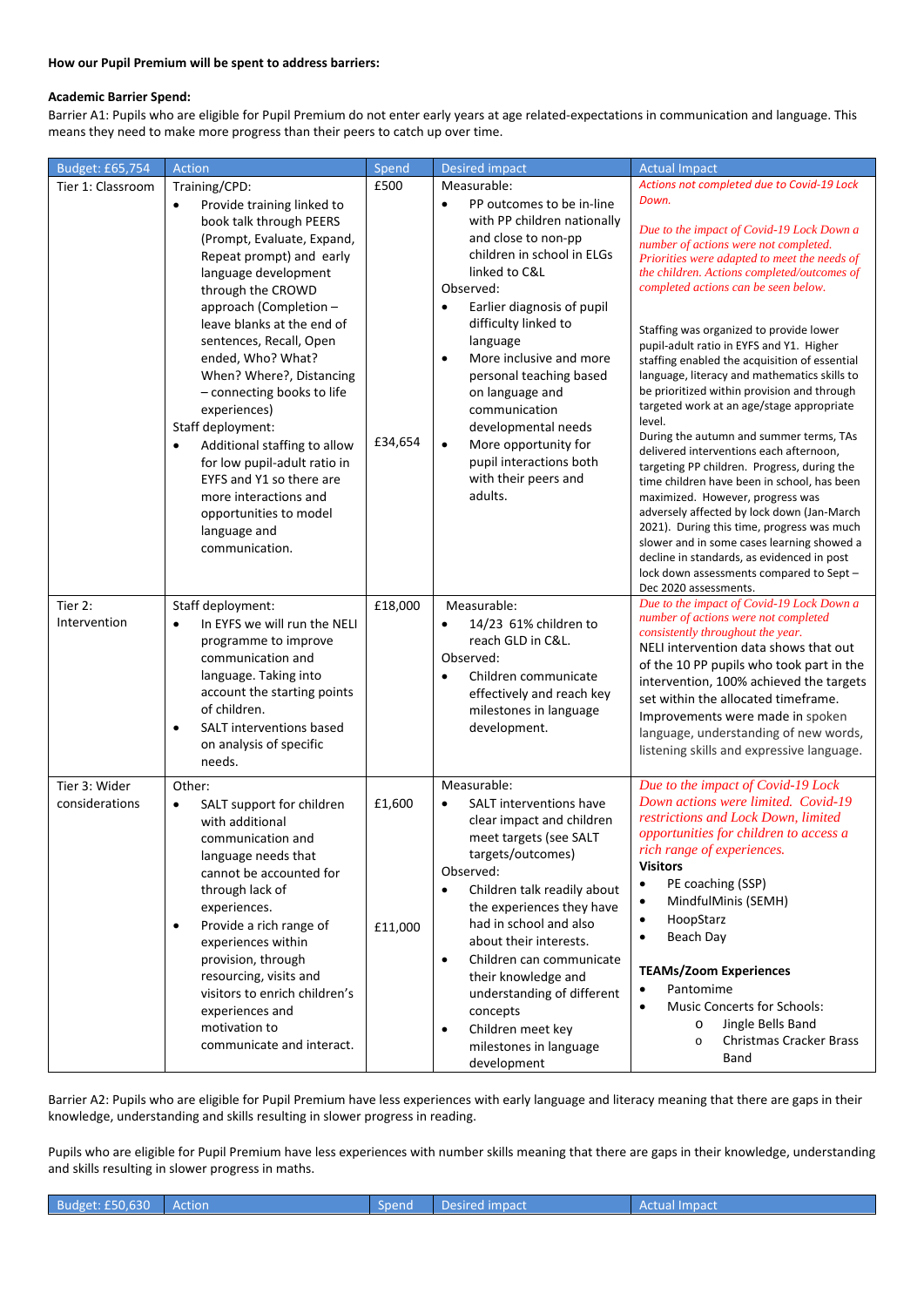**How our Pupil Premium will be spent to address barriers:**

**Academic Barrier Spend:**

Barrier A1: Pupils who are eligible for Pupil Premium do not enter early years at age related-expectations in communication and language. This means they need to make more progress than their peers to catch up over time.

| Budget: £65,754 | Action | Spend | Desired impact | Actual Impact |
|---|---|---|---|---|
| Tier 1: Classroom | Training/CPD:<br>• Provide training linked to book talk through PEERS (Prompt, Evaluate, Expand, Repeat prompt) and early language development through the CROWD approach (Completion – leave blanks at the end of sentences, Recall, Open ended, Who? What? When? Where?, Distancing – connecting books to life experiences)<br>Staff deployment:<br>• Additional staffing to allow for low pupil-adult ratio in EYFS and Y1 so there are more interactions and opportunities to model language and communication. | £500<br><br>£34,654 | Measurable:<br>• PP outcomes to be in-line with PP children nationally and close to non-pp children in school in ELGs linked to C&L<br>Observed:<br>• Earlier diagnosis of pupil difficulty linked to language<br>• More inclusive and more personal teaching based on language and communication developmental needs<br>• More opportunity for pupil interactions both with their peers and adults. | *Actions not completed due to Covid-19 Lock Down.*<br><br>*Due to the impact of Covid-19 Lock Down a number of actions were not completed. Priorities were adapted to meet the needs of the children. Actions completed/outcomes of completed actions can be seen below.*<br><br>Staffing was organized to provide lower pupil-adult ratio in EYFS and Y1. Higher staffing enabled the acquisition of essential language, literacy and mathematics skills to be prioritized within provision and through targeted work at an age/stage appropriate level.<br>During the autumn and summer terms, TAs delivered interventions each afternoon, targeting PP children. Progress, during the time children have been in school, has been maximized. However, progress was adversely affected by lock down (Jan-March 2021). During this time, progress was much slower and in some cases learning showed a decline in standards, as evidenced in post lock down assessments compared to Sept – Dec 2020 assessments. |
| Tier 2: Intervention | Staff deployment:<br>• In EYFS we will run the NELI programme to improve communication and language. Taking into account the starting points of children.<br>• SALT interventions based on analysis of specific needs. | £18,000 | Measurable:<br>• 14/23 61% children to reach GLD in C&L.<br>Observed:<br>• Children communicate effectively and reach key milestones in language development. | *Due to the impact of Covid-19 Lock Down a number of actions were not completed consistently throughout the year.*<br>NELI intervention data shows that out of the 10 PP pupils who took part in the intervention, 100% achieved the targets set within the allocated timeframe. Improvements were made in spoken language, understanding of new words, listening skills and expressive language. |
| Tier 3: Wider considerations | Other:<br>• SALT support for children with additional communication and language needs that cannot be accounted for through lack of experiences.<br>• Provide a rich range of experiences within provision, through resourcing, visits and visitors to enrich children's experiences and motivation to communicate and interact. | £1,600<br><br>£11,000 | Measurable:<br>• SALT interventions have clear impact and children meet targets (see SALT targets/outcomes)<br>Observed:<br>• Children talk readily about the experiences they have had in school and also about their interests.<br>• Children can communicate their knowledge and understanding of different concepts<br>• Children meet key milestones in language development | *Due to the impact of Covid-19 Lock Down actions were limited. Covid-19 restrictions and Lock Down, limited opportunities for children to access a rich range of experiences.*<br>**Visitors**<br>• PE coaching (SSP)<br>• MindfulMinis (SEMH)<br>• HoopStarz<br>• Beach Day<br><br>**TEAMs/Zoom Experiences**<br>• Pantomime<br>• Music Concerts for Schools:<br>  o Jingle Bells Band<br>  o Christmas Cracker Brass Band |

Barrier A2: Pupils who are eligible for Pupil Premium have less experiences with early language and literacy meaning that there are gaps in their knowledge, understanding and skills resulting in slower progress in reading.

Pupils who are eligible for Pupil Premium have less experiences with number skills meaning that there are gaps in their knowledge, understanding and skills resulting in slower progress in maths.

| Budget: £50,630 | Action | Spend | Desired impact | Actual Impact |
|---|---|---|---|---|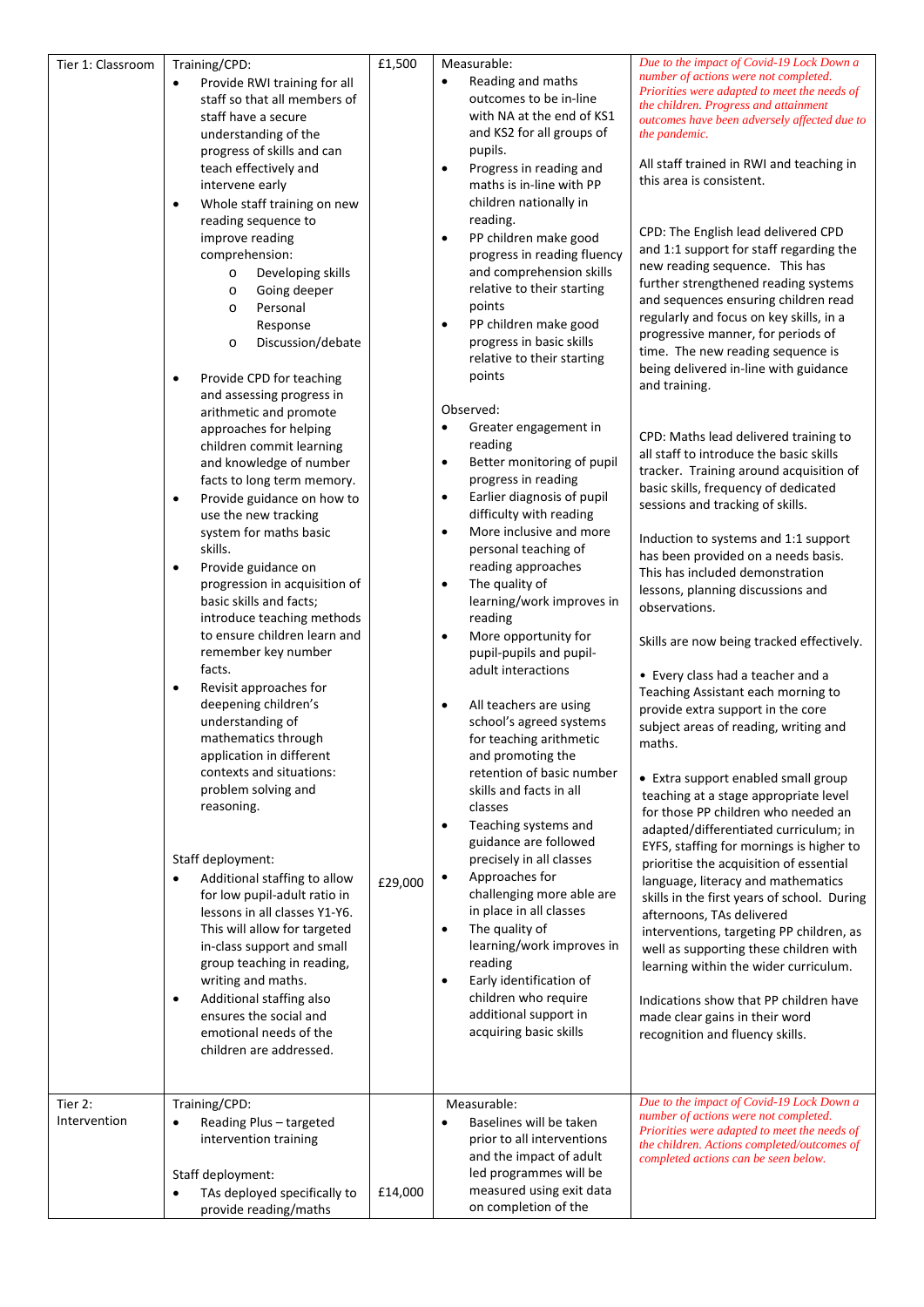| Tier 1: Classroom | Training/CPD:<br>• Provide RWI training for all staff so that all members of staff have a secure understanding of the progress of skills and can teach effectively and intervene early<br>• Whole staff training on new reading sequence to improve reading comprehension:<br>o Developing skills<br>o Going deeper<br>o Personal Response<br>o Discussion/debate<br>• Provide CPD for teaching and assessing progress in arithmetic and promote approaches for helping children commit learning and knowledge of number facts to long term memory.<br>• Provide guidance on how to use the new tracking system for maths basic skills.<br>• Provide guidance on progression in acquisition of basic skills and facts; introduce teaching methods to ensure children learn and remember key number facts.<br>• Revisit approaches for deepening children's understanding of mathematics through application in different contexts and situations: problem solving and reasoning.<br><br>Staff deployment:<br>• Additional staffing to allow for low pupil-adult ratio in lessons in all classes Y1-Y6. This will allow for targeted in-class support and small group teaching in reading, writing and maths.<br>• Additional staffing also ensures the social and emotional needs of the children are addressed. | £1,500<br><br>£29,000 | Measurable:<br>• Reading and maths outcomes to be in-line with NA at the end of KS1 and KS2 for all groups of pupils.<br>• Progress in reading and maths is in-line with PP children nationally in reading.<br>• PP children make good progress in reading fluency and comprehension skills relative to their starting points<br>• PP children make good progress in basic skills relative to their starting points<br><br>Observed:<br>• Greater engagement in reading<br>• Better monitoring of pupil progress in reading<br>• Earlier diagnosis of pupil difficulty with reading<br>• More inclusive and more personal teaching of reading approaches<br>• The quality of learning/work improves in reading<br>• More opportunity for pupil-pupils and pupil-adult interactions<br><br>• All teachers are using school's agreed systems for teaching arithmetic and promoting the retention of basic number skills and facts in all classes<br>• Teaching systems and guidance are followed precisely in all classes<br>• Approaches for challenging more able are in place in all classes<br>• The quality of learning/work improves in reading<br>• Early identification of children who require additional support in acquiring basic skills | *Due to the impact of Covid-19 Lock Down a number of actions were not completed. Priorities were adapted to meet the needs of the children. Progress and attainment outcomes have been adversely affected due to the pandemic.*<br><br>All staff trained in RWI and teaching in this area is consistent.<br><br>CPD: The English lead delivered CPD and 1:1 support for staff regarding the new reading sequence. This has further strengthened reading systems and sequences ensuring children read regularly and focus on key skills, in a progressive manner, for periods of time. The new reading sequence is being delivered in-line with guidance and training.<br><br>CPD: Maths lead delivered training to all staff to introduce the basic skills tracker. Training around acquisition of basic skills, frequency of dedicated sessions and tracking of skills.<br><br>Induction to systems and 1:1 support has been provided on a needs basis. This has included demonstration lessons, planning discussions and observations.<br><br>Skills are now being tracked effectively.<br><br>• Every class had a teacher and a Teaching Assistant each morning to provide extra support in the core subject areas of reading, writing and maths.<br><br>• Extra support enabled small group teaching at a stage appropriate level for those PP children who needed an adapted/differentiated curriculum; in EYFS, staffing for mornings is higher to prioritise the acquisition of essential language, literacy and mathematics skills in the first years of school. During afternoons, TAs delivered interventions, targeting PP children, as well as supporting these children with learning within the wider curriculum.<br><br>Indications show that PP children have made clear gains in their word recognition and fluency skills. |
|---|---|---|---|---|
| Tier 2: Intervention | Training/CPD:<br>• Reading Plus – targeted intervention training<br><br>Staff deployment:<br>• TAs deployed specifically to provide reading/maths | <br><br><br>£14,000 | Measurable:<br>• Baselines will be taken prior to all interventions and the impact of adult led programmes will be measured using exit data on completion of the | *Due to the impact of Covid-19 Lock Down a number of actions were not completed. Priorities were adapted to meet the needs of the children. Actions completed/outcomes of completed actions can be seen below.* |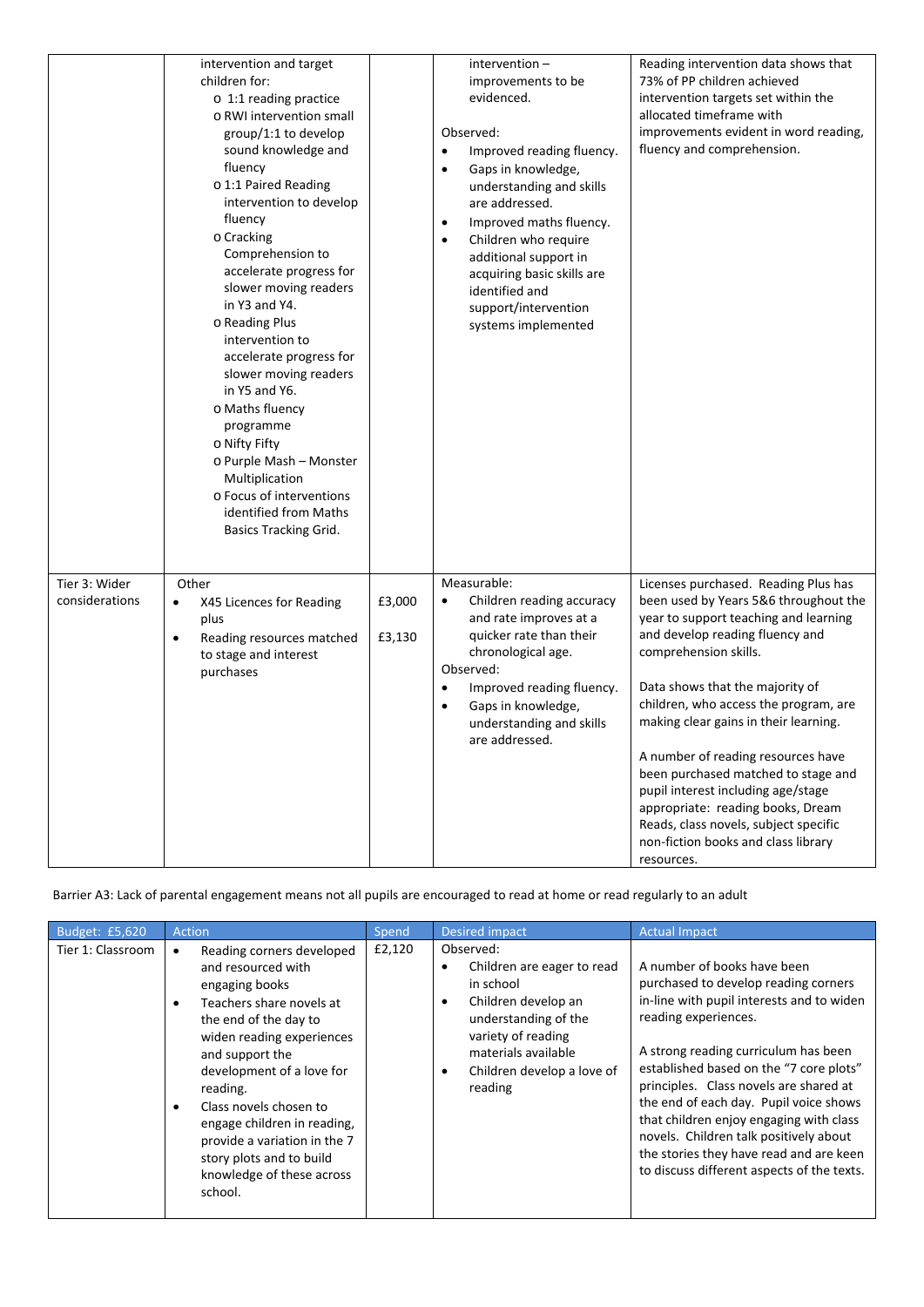| | | | | |
|---|---|---|---|---|
| | intervention and target children for:<br>o 1:1 reading practice<br>o RWI intervention small group/1:1 to develop sound knowledge and fluency<br>o 1:1 Paired Reading intervention to develop fluency<br>o Cracking Comprehension to accelerate progress for slower moving readers in Y3 and Y4.<br>o Reading Plus intervention to accelerate progress for slower moving readers in Y5 and Y6.<br>o Maths fluency programme<br>o Nifty Fifty<br>o Purple Mash – Monster Multiplication<br>o Focus of interventions identified from Maths Basics Tracking Grid. | | intervention – improvements to be evidenced.<br><br>Observed:<br>• Improved reading fluency.<br>• Gaps in knowledge, understanding and skills are addressed.<br>• Improved maths fluency.<br>• Children who require additional support in acquiring basic skills are identified and support/intervention systems implemented | Reading intervention data shows that 73% of PP children achieved intervention targets set within the allocated timeframe with improvements evident in word reading, fluency and comprehension. |
| Tier 3: Wider considerations | Other<br>• X45 Licences for Reading plus<br>• Reading resources matched to stage and interest purchases | £3,000<br><br>£3,130 | Measurable:<br>• Children reading accuracy and rate improves at a quicker rate than their chronological age.<br>Observed:<br>• Improved reading fluency.<br>• Gaps in knowledge, understanding and skills are addressed. | Licenses purchased. Reading Plus has been used by Years 5&6 throughout the year to support teaching and learning and develop reading fluency and comprehension skills.<br><br>Data shows that the majority of children, who access the program, are making clear gains in their learning.<br><br>A number of reading resources have been purchased matched to stage and pupil interest including age/stage appropriate: reading books, Dream Reads, class novels, subject specific non-fiction books and class library resources. |

Barrier A3: Lack of parental engagement means not all pupils are encouraged to read at home or read regularly to an adult

| Budget: £5,620 | Action | Spend | Desired impact | Actual Impact |
|---|---|---|---|---|
| Tier 1: Classroom | • Reading corners developed and resourced with engaging books<br>• Teachers share novels at the end of the day to widen reading experiences and support the development of a love for reading.<br>• Class novels chosen to engage children in reading, provide a variation in the 7 story plots and to build knowledge of these across school. | £2,120 | Observed:<br>• Children are eager to read in school<br>• Children develop an understanding of the variety of reading materials available<br>• Children develop a love of reading | A number of books have been purchased to develop reading corners in-line with pupil interests and to widen reading experiences.<br><br>A strong reading curriculum has been established based on the "7 core plots" principles. Class novels are shared at the end of each day. Pupil voice shows that children enjoy engaging with class novels. Children talk positively about the stories they have read and are keen to discuss different aspects of the texts. |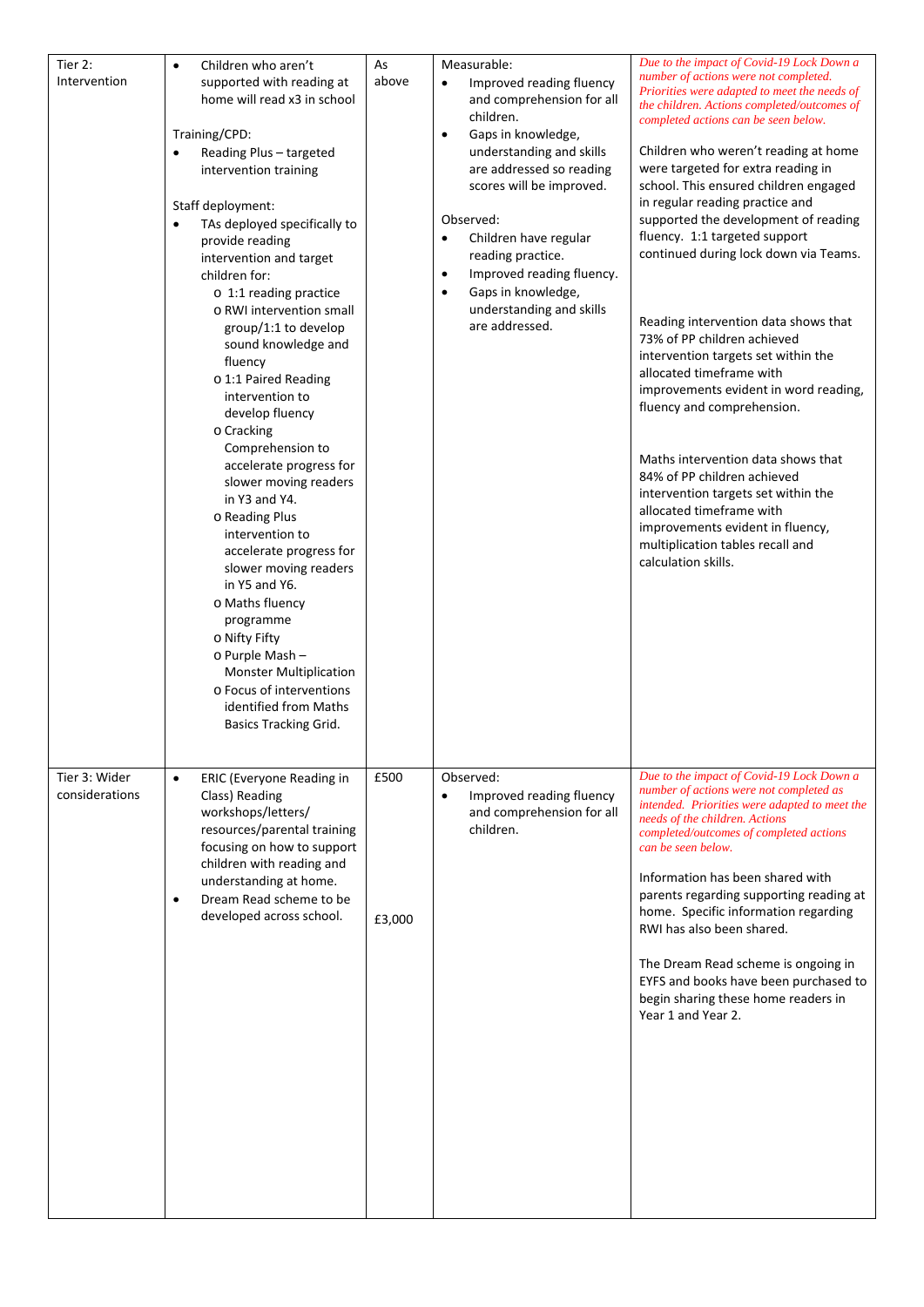| | | | | |
|---|---|---|---|---|
| Tier 2: Intervention | • Children who aren't supported with reading at home will read x3 in school<br><br>Training/CPD:<br>• Reading Plus – targeted intervention training<br><br>Staff deployment:<br>• TAs deployed specifically to provide reading intervention and target children for:<br>  o 1:1 reading practice<br>  o RWI intervention small group/1:1 to develop sound knowledge and fluency<br>  o 1:1 Paired Reading intervention to develop fluency<br>  o Cracking Comprehension to accelerate progress for slower moving readers in Y3 and Y4.<br>  o Reading Plus intervention to accelerate progress for slower moving readers in Y5 and Y6.<br>  o Maths fluency programme<br>  o Nifty Fifty<br>  o Purple Mash – Monster Multiplication<br>  o Focus of interventions identified from Maths Basics Tracking Grid. | As above | Measurable:<br>• Improved reading fluency and comprehension for all children.<br>• Gaps in knowledge, understanding and skills are addressed so reading scores will be improved.<br><br>Observed:<br>• Children have regular reading practice.<br>• Improved reading fluency.<br>• Gaps in knowledge, understanding and skills are addressed. | *Due to the impact of Covid-19 Lock Down a number of actions were not completed. Priorities were adapted to meet the needs of the children. Actions completed/outcomes of completed actions can be seen below.*<br><br>Children who weren't reading at home were targeted for extra reading in school. This ensured children engaged in regular reading practice and supported the development of reading fluency. 1:1 targeted support continued during lock down via Teams.<br><br>Reading intervention data shows that 73% of PP children achieved intervention targets set within the allocated timeframe with improvements evident in word reading, fluency and comprehension.<br><br>Maths intervention data shows that 84% of PP children achieved intervention targets set within the allocated timeframe with improvements evident in fluency, multiplication tables recall and calculation skills. |
| Tier 3: Wider considerations | • ERIC (Everyone Reading in Class) Reading workshops/letters/ resources/parental training focusing on how to support children with reading and understanding at home.<br>• Dream Read scheme to be developed across school. | £500<br><br><br><br><br>£3,000 | Observed:<br>• Improved reading fluency and comprehension for all children. | *Due to the impact of Covid-19 Lock Down a number of actions were not completed as intended. Priorities were adapted to meet the needs of the children. Actions completed/outcomes of completed actions can be seen below.*<br><br>Information has been shared with parents regarding supporting reading at home. Specific information regarding RWI has also been shared.<br><br>The Dream Read scheme is ongoing in EYFS and books have been purchased to begin sharing these home readers in Year 1 and Year 2. |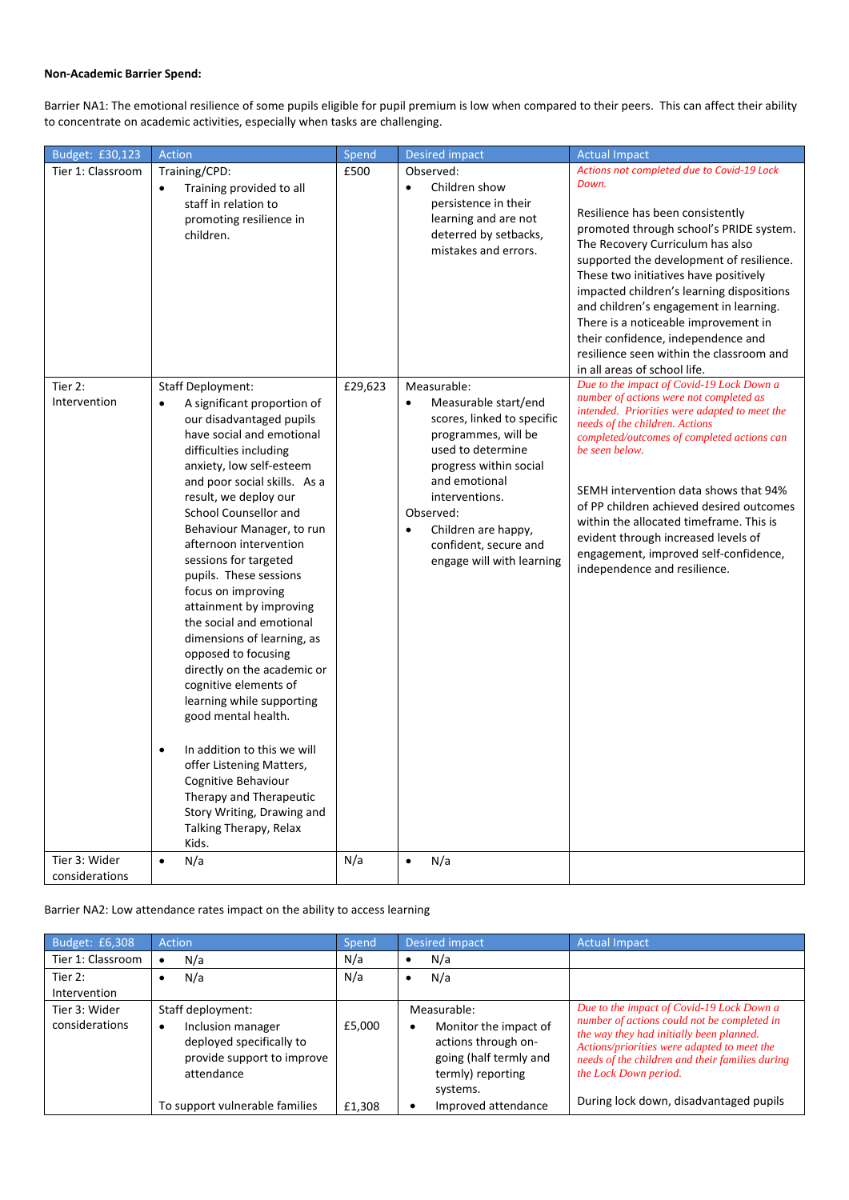**Non-Academic Barrier Spend:**

Barrier NA1: The emotional resilience of some pupils eligible for pupil premium is low when compared to their peers. This can affect their ability to concentrate on academic activities, especially when tasks are challenging.

| Budget: £30,123 | Action | Spend | Desired impact | Actual Impact |
|---|---|---|---|---|
| Tier 1: Classroom | Training/CPD:<br>• Training provided to all staff in relation to promoting resilience in children. | £500 | Observed:<br>• Children show persistence in their learning and are not deterred by setbacks, mistakes and errors. | *Actions not completed due to Covid-19 Lock Down.*<br><br>Resilience has been consistently promoted through school's PRIDE system. The Recovery Curriculum has also supported the development of resilience. These two initiatives have positively impacted children's learning dispositions and children's engagement in learning. There is a noticeable improvement in their confidence, independence and resilience seen within the classroom and in all areas of school life. |
| Tier 2: Intervention | Staff Deployment:<br>• A significant proportion of our disadvantaged pupils have social and emotional difficulties including anxiety, low self-esteem and poor social skills. As a result, we deploy our School Counsellor and Behaviour Manager, to run afternoon intervention sessions for targeted pupils. These sessions focus on improving attainment by improving the social and emotional dimensions of learning, as opposed to focusing directly on the academic or cognitive elements of learning while supporting good mental health.<br><br>• In addition to this we will offer Listening Matters, Cognitive Behaviour Therapy and Therapeutic Story Writing, Drawing and Talking Therapy, Relax Kids. | £29,623 | Measurable:<br>• Measurable start/end scores, linked to specific programmes, will be used to determine progress within social and emotional interventions.<br>Observed:<br>• Children are happy, confident, secure and engage will with learning | *Due to the impact of Covid-19 Lock Down a number of actions were not completed as intended. Priorities were adapted to meet the needs of the children. Actions completed/outcomes of completed actions can be seen below.*<br><br>SEMH intervention data shows that 94% of PP children achieved desired outcomes within the allocated timeframe. This is evident through increased levels of engagement, improved self-confidence, independence and resilience. |
| Tier 3: Wider considerations | • N/a | N/a | • N/a | |

Barrier NA2: Low attendance rates impact on the ability to access learning

| Budget: £6,308 | Action | Spend | Desired impact | Actual Impact |
|---|---|---|---|---|
| Tier 1: Classroom | • N/a | N/a | • N/a | |
| Tier 2: Intervention | • N/a | N/a | • N/a | |
| Tier 3: Wider considerations | Staff deployment:<br>• Inclusion manager deployed specifically to provide support to improve attendance<br><br>To support vulnerable families | £5,000<br><br><br><br>£1,308 | Measurable:<br>• Monitor the impact of actions through on-going (half termly and termly) reporting systems.<br>• Improved attendance | *Due to the impact of Covid-19 Lock Down a number of actions could not be completed in the way they had initially been planned. Actions/priorities were adapted to meet the needs of the children and their families during the Lock Down period.*<br><br>During lock down, disadvantaged pupils |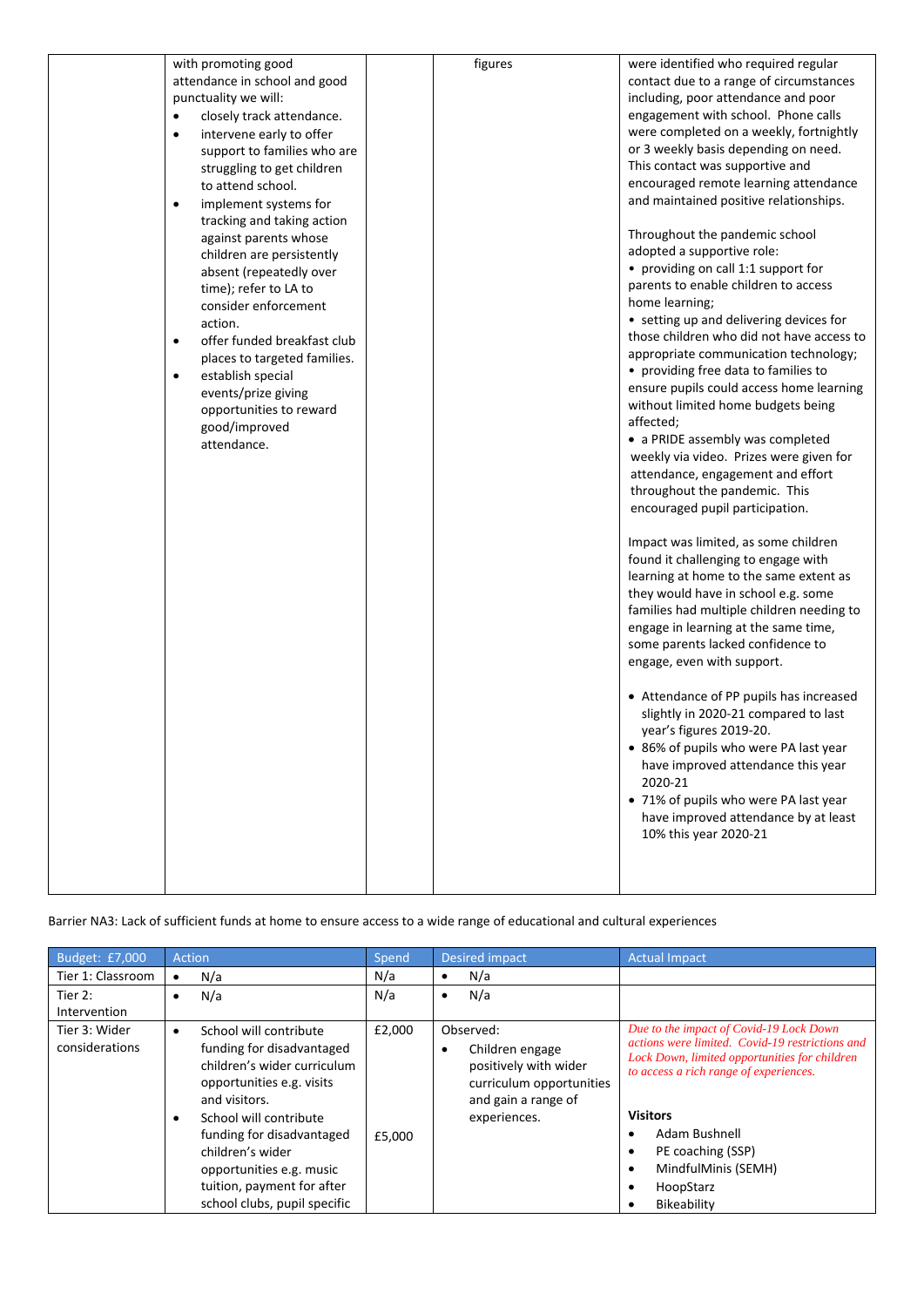| | with promoting good attendance in school and good punctuality we will:<br>• closely track attendance.<br>• intervene early to offer support to families who are struggling to get children to attend school.<br>• implement systems for tracking and taking action against parents whose children are persistently absent (repeatedly over time); refer to LA to consider enforcement action.<br>• offer funded breakfast club places to targeted families.<br>• establish special events/prize giving opportunities to reward good/improved attendance. | | figures | were identified who required regular contact due to a range of circumstances including, poor attendance and poor engagement with school. Phone calls were completed on a weekly, fortnightly or 3 weekly basis depending on need. This contact was supportive and encouraged remote learning attendance and maintained positive relationships.<br><br>Throughout the pandemic school adopted a supportive role:<br>• providing on call 1:1 support for parents to enable children to access home learning;<br>• setting up and delivering devices for those children who did not have access to appropriate communication technology;<br>• providing free data to families to ensure pupils could access home learning without limited home budgets being affected;<br>• a PRIDE assembly was completed weekly via video. Prizes were given for attendance, engagement and effort throughout the pandemic. This encouraged pupil participation.<br><br>Impact was limited, as some children found it challenging to engage with learning at home to the same extent as they would have in school e.g. some families had multiple children needing to engage in learning at the same time, some parents lacked confidence to engage, even with support.<br><br>• Attendance of PP pupils has increased slightly in 2020-21 compared to last year's figures 2019-20.<br>• 86% of pupils who were PA last year have improved attendance this year 2020-21<br>• 71% of pupils who were PA last year have improved attendance by at least 10% this year 2020-21 |

Barrier NA3: Lack of sufficient funds at home to ensure access to a wide range of educational and cultural experiences

| Budget: £7,000 | Action | Spend | Desired impact | Actual Impact |
|---|---|---|---|---|
| Tier 1: Classroom | • N/a | N/a | • N/a | |
| Tier 2: Intervention | • N/a | N/a | • N/a | |
| Tier 3: Wider considerations | • School will contribute funding for disadvantaged children's wider curriculum opportunities e.g. visits and visitors.<br>• School will contribute funding for disadvantaged children's wider opportunities e.g. music tuition, payment for after school clubs, pupil specific | £2,000<br><br><br><br>£5,000 | Observed:<br>• Children engage positively with wider curriculum opportunities and gain a range of experiences. | *Due to the impact of Covid-19 Lock Down actions were limited. Covid-19 restrictions and Lock Down, limited opportunities for children to access a rich range of experiences.*<br><br>**Visitors**<br>• Adam Bushnell<br>• PE coaching (SSP)<br>• MindfulMinis (SEMH)<br>• HoopStarz<br>• Bikeability |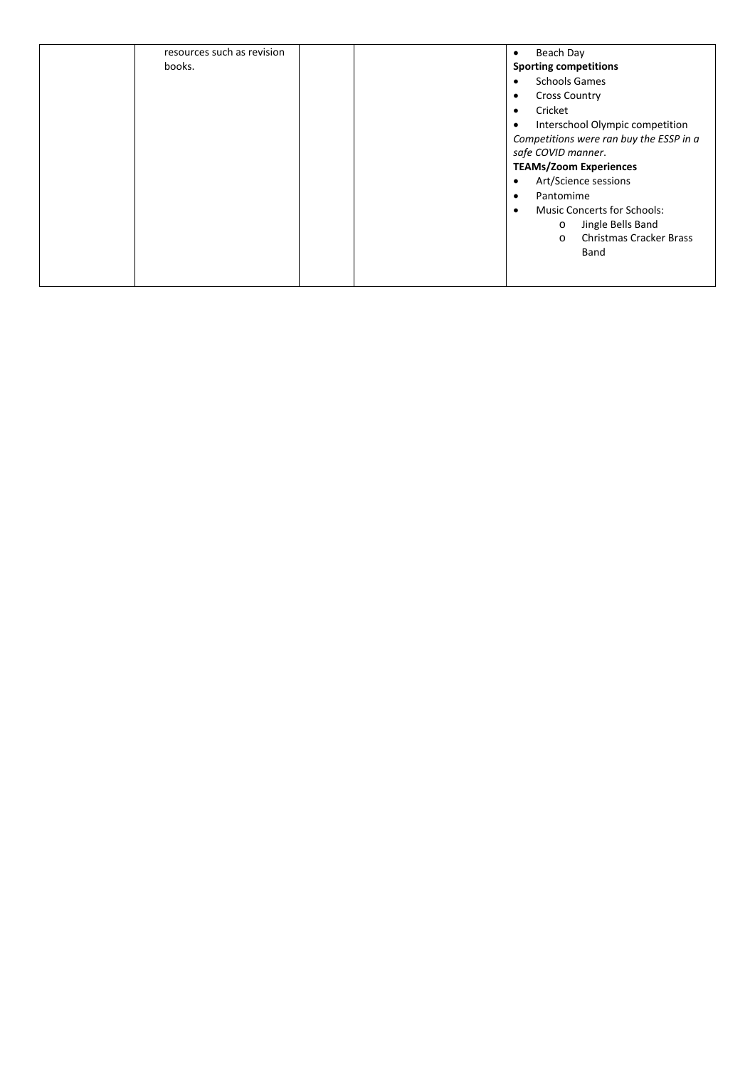| | | | | |
|---|---|---|---|---|
| | resources such as revision books. | | | • Beach Day<br>**Sporting competitions**<br>• Schools Games<br>• Cross Country<br>• Cricket<br>• Interschool Olympic competition<br>*Competitions were ran buy the ESSP in a safe COVID manner*.<br>**TEAMs/Zoom Experiences**<br>• Art/Science sessions<br>• Pantomime<br>• Music Concerts for Schools:<br>&nbsp;&nbsp;&nbsp;&nbsp;o Jingle Bells Band<br>&nbsp;&nbsp;&nbsp;&nbsp;o Christmas Cracker Brass Band |